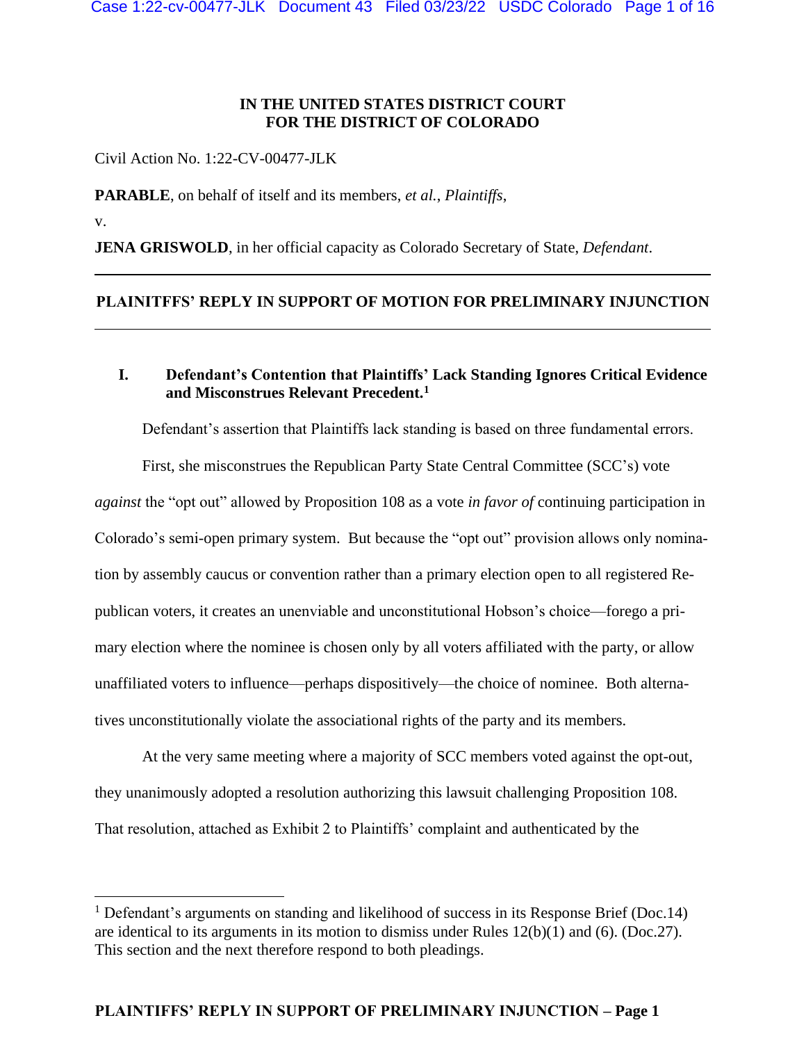**IN THE UNITED STATES DISTRICT COURT**
**FOR THE DISTRICT OF COLORADO**

Civil Action No. 1:22-CV-00477-JLK

**PARABLE**, on behalf of itself and its members, *et al.*, *Plaintiffs*,

v.

**JENA GRISWOLD**, in her official capacity as Colorado Secretary of State, *Defendant*.

---

**PLAINITFFS' REPLY IN SUPPORT OF MOTION FOR PRELIMINARY INJUNCTION**

---

## I. Defendant's Contention that Plaintiffs' Lack Standing Ignores Critical Evidence and Misconstrues Relevant Precedent.[1]

Defendant's assertion that Plaintiffs lack standing is based on three fundamental errors.

First, she misconstrues the Republican Party State Central Committee (SCC's) vote *against* the "opt out" allowed by Proposition 108 as a vote *in favor of* continuing participation in Colorado's semi-open primary system. But because the "opt out" provision allows only nomination by assembly caucus or convention rather than a primary election open to all registered Republican voters, it creates an unenviable and unconstitutional Hobson's choice—forego a primary election where the nominee is chosen only by all voters affiliated with the party, or allow unaffiliated voters to influence—perhaps dispositively—the choice of nominee. Both alternatives unconstitutionally violate the associational rights of the party and its members.

At the very same meeting where a majority of SCC members voted against the opt-out, they unanimously adopted a resolution authorizing this lawsuit challenging Proposition 108. That resolution, attached as Exhibit 2 to Plaintiffs' complaint and authenticated by the

---

[1] Defendant's arguments on standing and likelihood of success in its Response Brief (Doc.14) are identical to its arguments in its motion to dismiss under Rules 12(b)(1) and (6). (Doc.27). This section and the next therefore respond to both pleadings.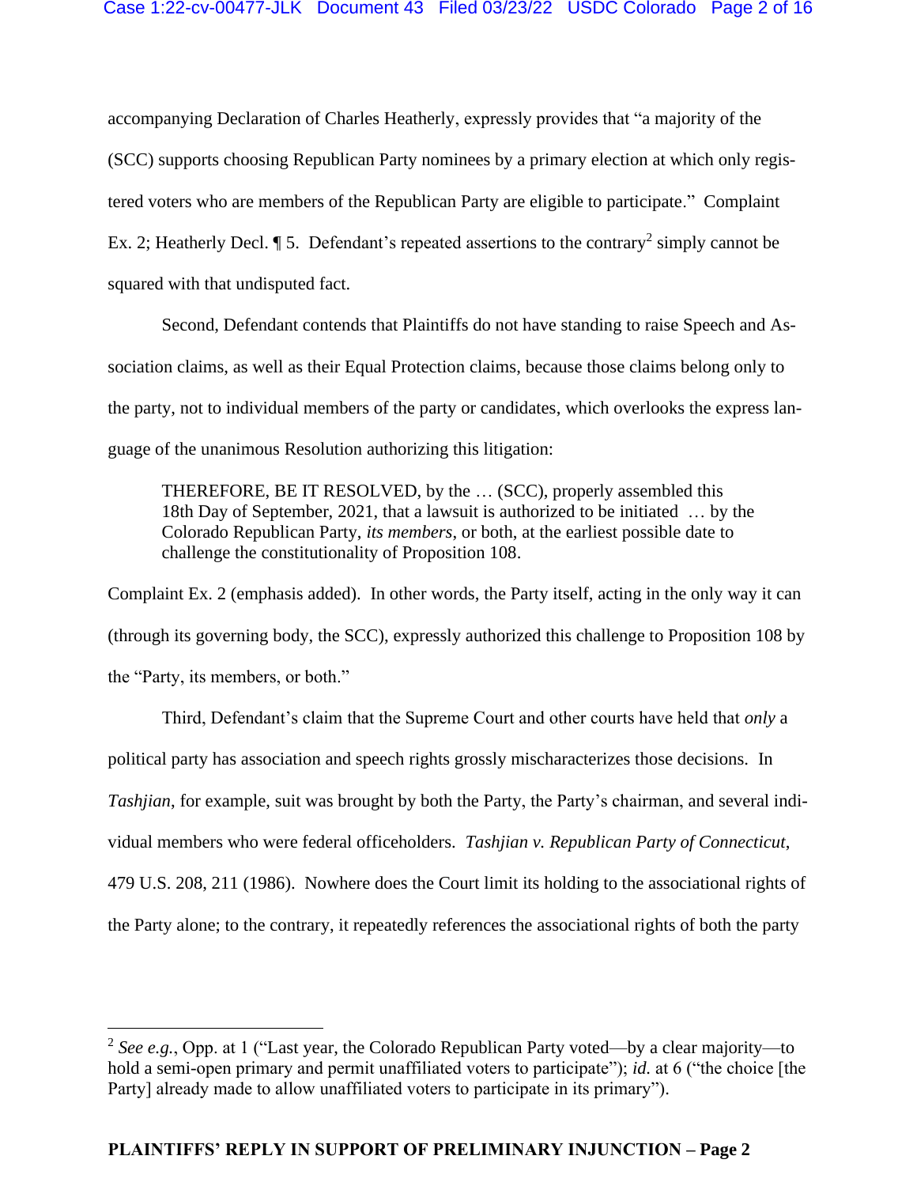accompanying Declaration of Charles Heatherly, expressly provides that "a majority of the (SCC) supports choosing Republican Party nominees by a primary election at which only registered voters who are members of the Republican Party are eligible to participate." Complaint Ex. 2; Heatherly Decl. ¶ 5. Defendant's repeated assertions to the contrary[2] simply cannot be squared with that undisputed fact.

Second, Defendant contends that Plaintiffs do not have standing to raise Speech and Association claims, as well as their Equal Protection claims, because those claims belong only to the party, not to individual members of the party or candidates, which overlooks the express language of the unanimous Resolution authorizing this litigation:

> THEREFORE, BE IT RESOLVED, by the … (SCC), properly assembled this 18th Day of September, 2021, that a lawsuit is authorized to be initiated … by the Colorado Republican Party, *its members*, or both, at the earliest possible date to challenge the constitutionality of Proposition 108.

Complaint Ex. 2 (emphasis added). In other words, the Party itself, acting in the only way it can (through its governing body, the SCC), expressly authorized this challenge to Proposition 108 by the "Party, its members, or both."

Third, Defendant's claim that the Supreme Court and other courts have held that *only* a political party has association and speech rights grossly mischaracterizes those decisions. In *Tashjian*, for example, suit was brought by both the Party, the Party's chairman, and several individual members who were federal officeholders. *Tashjian v. Republican Party of Connecticut*, 479 U.S. 208, 211 (1986). Nowhere does the Court limit its holding to the associational rights of the Party alone; to the contrary, it repeatedly references the associational rights of both the party

[2] *See e.g.*, Opp. at 1 ("Last year, the Colorado Republican Party voted—by a clear majority—to hold a semi-open primary and permit unaffiliated voters to participate"); *id.* at 6 ("the choice [the Party] already made to allow unaffiliated voters to participate in its primary").

**PLAINTIFFS' REPLY IN SUPPORT OF PRELIMINARY INJUNCTION – Page 2**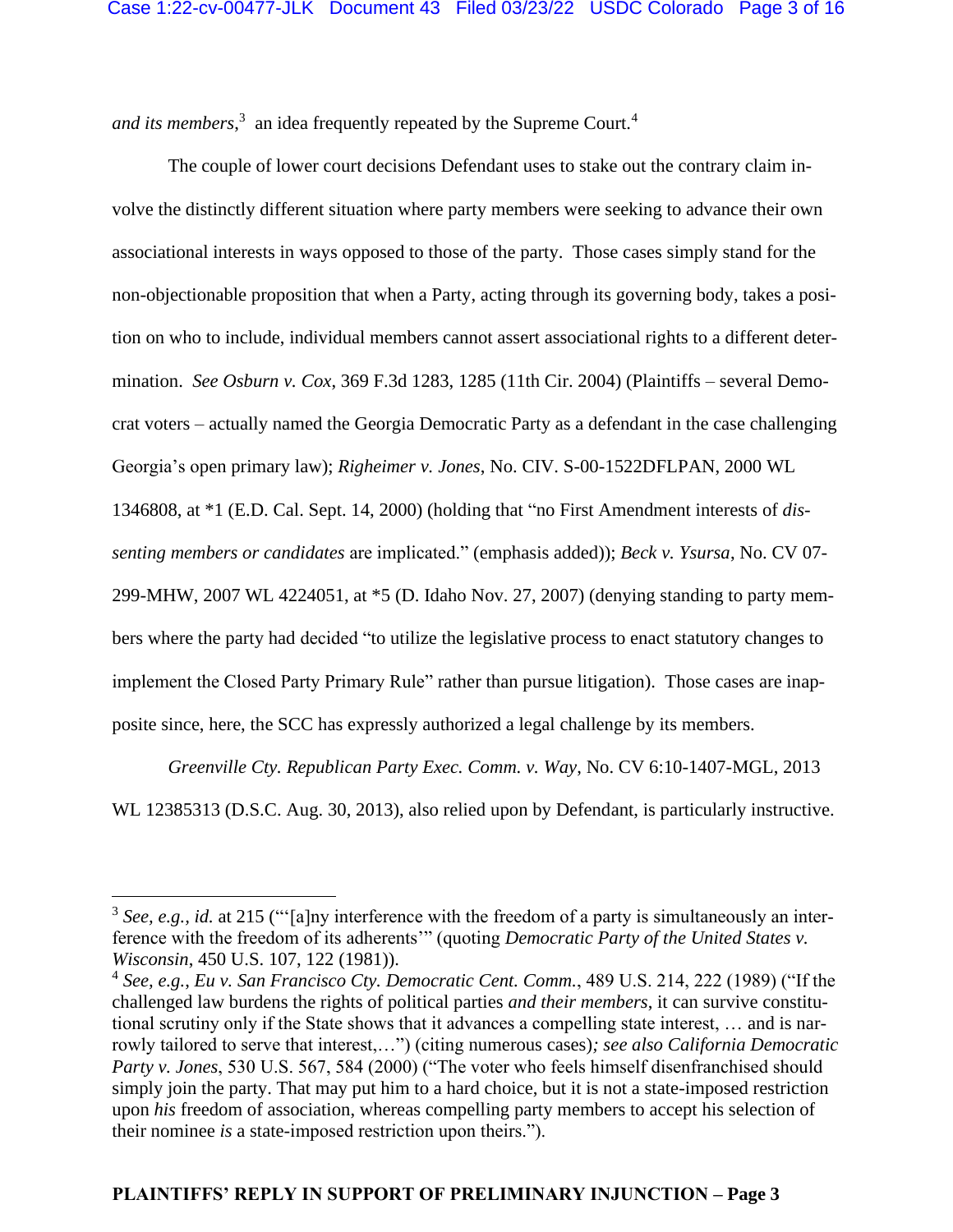*and its members*,[3] an idea frequently repeated by the Supreme Court.[4]

The couple of lower court decisions Defendant uses to stake out the contrary claim involve the distinctly different situation where party members were seeking to advance their own associational interests in ways opposed to those of the party. Those cases simply stand for the non-objectionable proposition that when a Party, acting through its governing body, takes a position on who to include, individual members cannot assert associational rights to a different determination. *See Osburn v. Cox*, 369 F.3d 1283, 1285 (11th Cir. 2004) (Plaintiffs – several Democrat voters – actually named the Georgia Democratic Party as a defendant in the case challenging Georgia's open primary law); *Righeimer v. Jones*, No. CIV. S-00-1522DFLPAN, 2000 WL 1346808, at *1 (E.D. Cal. Sept. 14, 2000) (holding that "no First Amendment interests of *dissenting members or candidates* are implicated." (emphasis added)); *Beck v. Ysursa*, No. CV 07-299-MHW, 2007 WL 4224051, at *5 (D. Idaho Nov. 27, 2007) (denying standing to party members where the party had decided "to utilize the legislative process to enact statutory changes to implement the Closed Party Primary Rule" rather than pursue litigation). Those cases are inapposite since, here, the SCC has expressly authorized a legal challenge by its members.

*Greenville Cty. Republican Party Exec. Comm. v. Way*, No. CV 6:10-1407-MGL, 2013 WL 12385313 (D.S.C. Aug. 30, 2013), also relied upon by Defendant, is particularly instructive.

---

[3] *See, e.g.*, *id.* at 215 ("'[a]ny interference with the freedom of a party is simultaneously an interference with the freedom of its adherents'" (quoting *Democratic Party of the United States v. Wisconsin*, 450 U.S. 107, 122 (1981)).

[4] *See, e.g.*, *Eu v. San Francisco Cty. Democratic Cent. Comm.*, 489 U.S. 214, 222 (1989) ("If the challenged law burdens the rights of political parties *and their members*, it can survive constitutional scrutiny only if the State shows that it advances a compelling state interest, … and is narrowly tailored to serve that interest,…") (citing numerous cases)*; see also California Democratic Party v. Jones*, 530 U.S. 567, 584 (2000) ("The voter who feels himself disenfranchised should simply join the party. That may put him to a hard choice, but it is not a state-imposed restriction upon *his* freedom of association, whereas compelling party members to accept his selection of their nominee *is* a state-imposed restriction upon theirs.").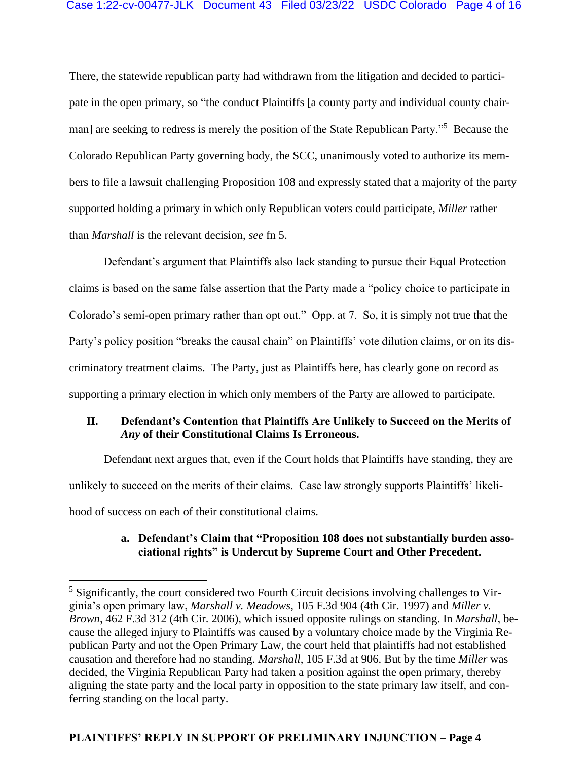There, the statewide republican party had withdrawn from the litigation and decided to participate in the open primary, so "the conduct Plaintiffs [a county party and individual county chairman] are seeking to redress is merely the position of the State Republican Party."[5] Because the Colorado Republican Party governing body, the SCC, unanimously voted to authorize its members to file a lawsuit challenging Proposition 108 and expressly stated that a majority of the party supported holding a primary in which only Republican voters could participate, *Miller* rather than *Marshall* is the relevant decision, *see* fn 5.

Defendant's argument that Plaintiffs also lack standing to pursue their Equal Protection claims is based on the same false assertion that the Party made a "policy choice to participate in Colorado's semi-open primary rather than opt out." Opp. at 7. So, it is simply not true that the Party's policy position "breaks the causal chain" on Plaintiffs' vote dilution claims, or on its discriminatory treatment claims. The Party, just as Plaintiffs here, has clearly gone on record as supporting a primary election in which only members of the Party are allowed to participate.

## II. Defendant's Contention that Plaintiffs Are Unlikely to Succeed on the Merits of *Any* of their Constitutional Claims Is Erroneous.

Defendant next argues that, even if the Court holds that Plaintiffs have standing, they are unlikely to succeed on the merits of their claims. Case law strongly supports Plaintiffs' likelihood of success on each of their constitutional claims.

### a. Defendant's Claim that "Proposition 108 does not substantially burden associational rights" is Undercut by Supreme Court and Other Precedent.

---

[5] Significantly, the court considered two Fourth Circuit decisions involving challenges to Virginia's open primary law, *Marshall v. Meadows*, 105 F.3d 904 (4th Cir. 1997) and *Miller v. Brown*, 462 F.3d 312 (4th Cir. 2006), which issued opposite rulings on standing. In *Marshall*, because the alleged injury to Plaintiffs was caused by a voluntary choice made by the Virginia Republican Party and not the Open Primary Law, the court held that plaintiffs had not established causation and therefore had no standing. *Marshall*, 105 F.3d at 906. But by the time *Miller* was decided, the Virginia Republican Party had taken a position against the open primary, thereby aligning the state party and the local party in opposition to the state primary law itself, and conferring standing on the local party.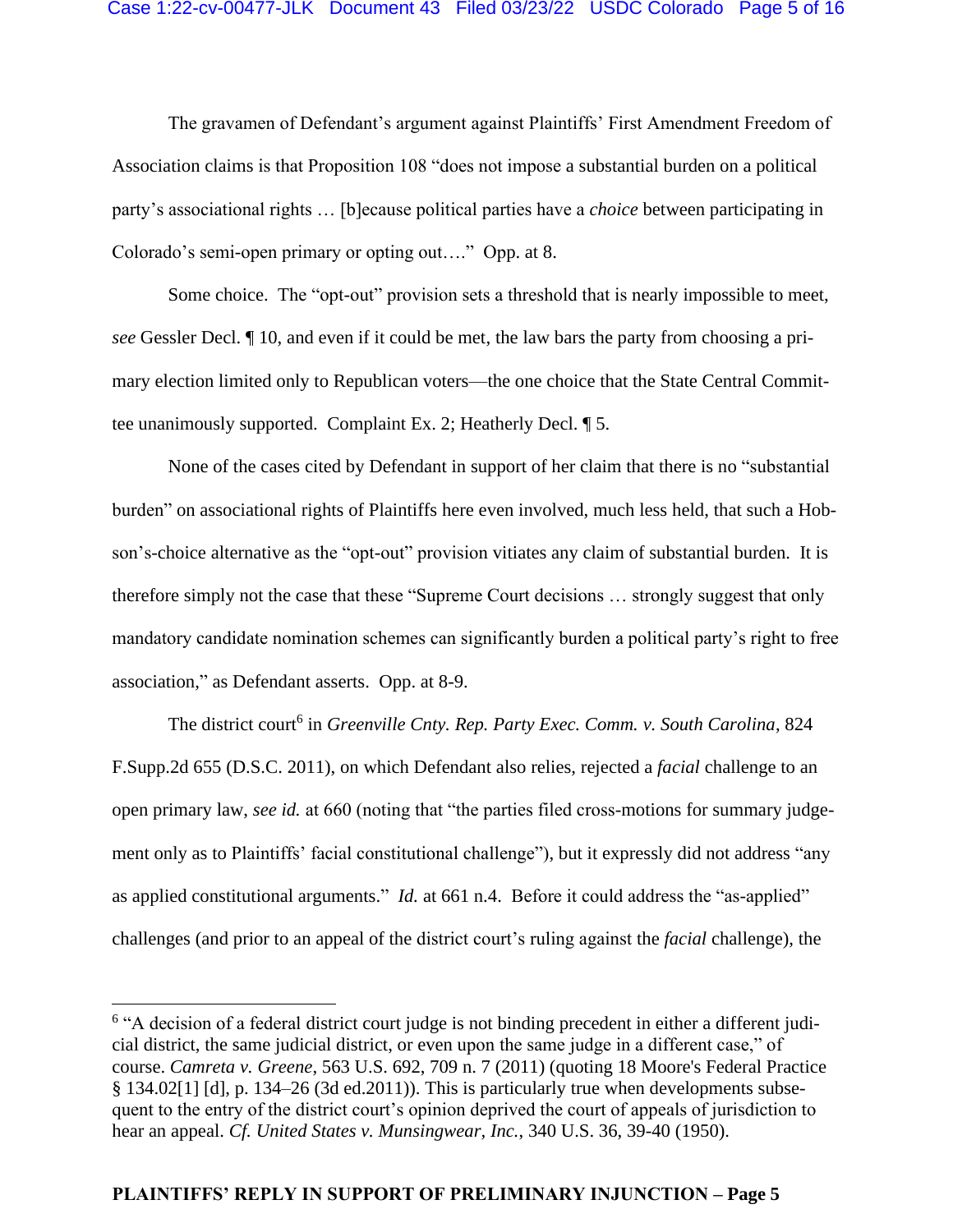The gravamen of Defendant's argument against Plaintiffs' First Amendment Freedom of Association claims is that Proposition 108 "does not impose a substantial burden on a political party's associational rights … [b]ecause political parties have a *choice* between participating in Colorado's semi-open primary or opting out…." Opp. at 8.

Some choice. The "opt-out" provision sets a threshold that is nearly impossible to meet, *see* Gessler Decl. ¶ 10, and even if it could be met, the law bars the party from choosing a primary election limited only to Republican voters—the one choice that the State Central Committee unanimously supported. Complaint Ex. 2; Heatherly Decl. ¶ 5.

None of the cases cited by Defendant in support of her claim that there is no "substantial burden" on associational rights of Plaintiffs here even involved, much less held, that such a Hobson's-choice alternative as the "opt-out" provision vitiates any claim of substantial burden. It is therefore simply not the case that these "Supreme Court decisions … strongly suggest that only mandatory candidate nomination schemes can significantly burden a political party's right to free association," as Defendant asserts. Opp. at 8-9.

The district court[6] in *Greenville Cnty. Rep. Party Exec. Comm. v. South Carolina*, 824 F.Supp.2d 655 (D.S.C. 2011), on which Defendant also relies, rejected a *facial* challenge to an open primary law, *see id.* at 660 (noting that "the parties filed cross-motions for summary judgement only as to Plaintiffs' facial constitutional challenge"), but it expressly did not address "any as applied constitutional arguments." *Id.* at 661 n.4. Before it could address the "as-applied" challenges (and prior to an appeal of the district court's ruling against the *facial* challenge), the

[6] "A decision of a federal district court judge is not binding precedent in either a different judicial district, the same judicial district, or even upon the same judge in a different case," of course. *Camreta v. Greene*, 563 U.S. 692, 709 n. 7 (2011) (quoting 18 Moore's Federal Practice § 134.02[1] [d], p. 134–26 (3d ed.2011)). This is particularly true when developments subsequent to the entry of the district court's opinion deprived the court of appeals of jurisdiction to hear an appeal. *Cf. United States v. Munsingwear, Inc.*, 340 U.S. 36, 39-40 (1950).

**PLAINTIFFS' REPLY IN SUPPORT OF PRELIMINARY INJUNCTION – Page 5**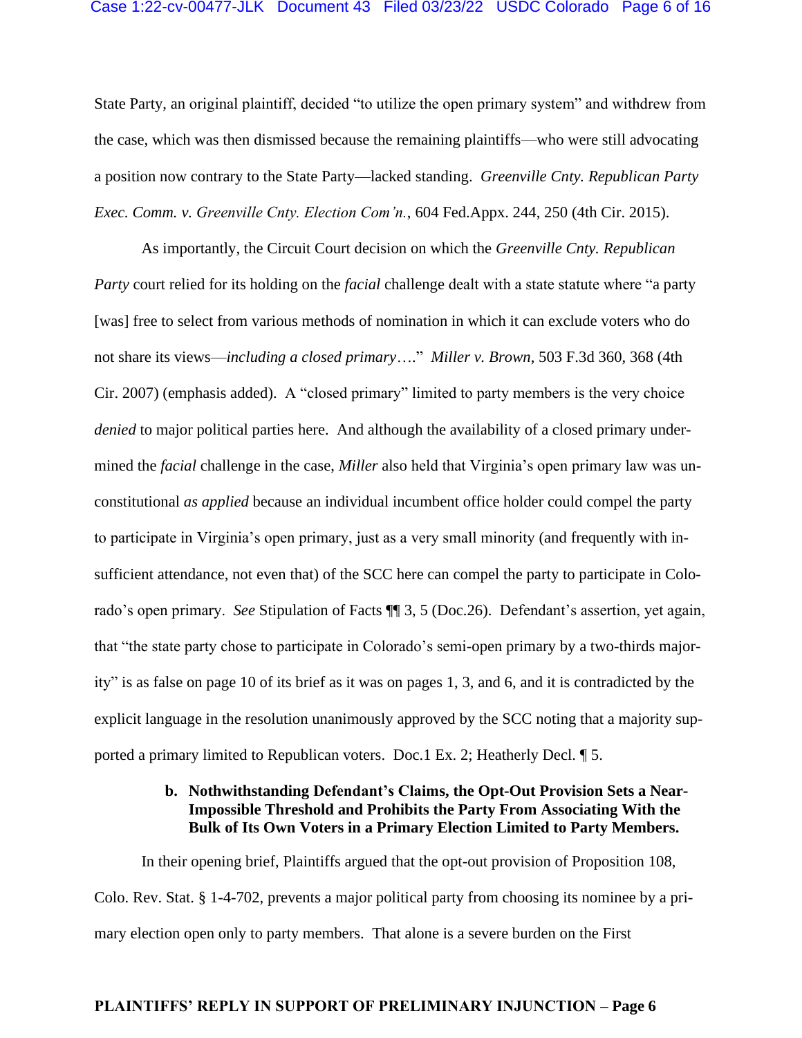State Party, an original plaintiff, decided "to utilize the open primary system" and withdrew from the case, which was then dismissed because the remaining plaintiffs—who were still advocating a position now contrary to the State Party—lacked standing. *Greenville Cnty. Republican Party Exec. Comm. v. Greenville Cnty. Election Com'n.*, 604 Fed.Appx. 244, 250 (4th Cir. 2015).

As importantly, the Circuit Court decision on which the *Greenville Cnty. Republican Party* court relied for its holding on the *facial* challenge dealt with a state statute where "a party [was] free to select from various methods of nomination in which it can exclude voters who do not share its views—*including a closed primary*…." *Miller v. Brown*, 503 F.3d 360, 368 (4th Cir. 2007) (emphasis added). A "closed primary" limited to party members is the very choice *denied* to major political parties here. And although the availability of a closed primary undermined the *facial* challenge in the case, *Miller* also held that Virginia's open primary law was unconstitutional *as applied* because an individual incumbent office holder could compel the party to participate in Virginia's open primary, just as a very small minority (and frequently with insufficient attendance, not even that) of the SCC here can compel the party to participate in Colorado's open primary. *See* Stipulation of Facts ¶¶ 3, 5 (Doc.26). Defendant's assertion, yet again, that "the state party chose to participate in Colorado's semi-open primary by a two-thirds majority" is as false on page 10 of its brief as it was on pages 1, 3, and 6, and it is contradicted by the explicit language in the resolution unanimously approved by the SCC noting that a majority supported a primary limited to Republican voters. Doc.1 Ex. 2; Heatherly Decl. ¶ 5.

**b. Nothwithstanding Defendant's Claims, the Opt-Out Provision Sets a Near-Impossible Threshold and Prohibits the Party From Associating With the Bulk of Its Own Voters in a Primary Election Limited to Party Members.**

In their opening brief, Plaintiffs argued that the opt-out provision of Proposition 108, Colo. Rev. Stat. § 1-4-702, prevents a major political party from choosing its nominee by a primary election open only to party members. That alone is a severe burden on the First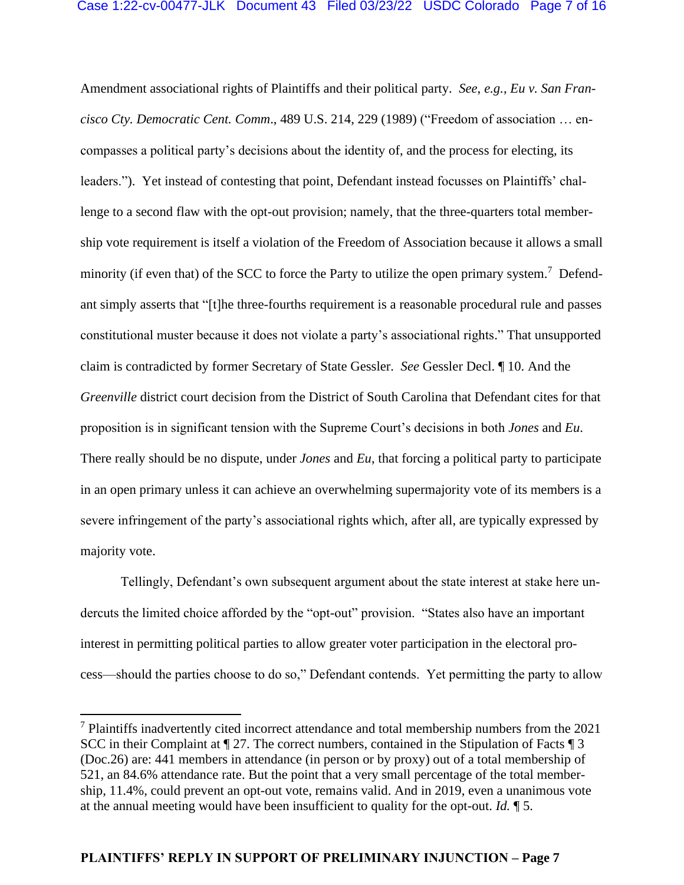Amendment associational rights of Plaintiffs and their political party. *See, e.g.*, *Eu v. San Francisco Cty. Democratic Cent. Comm*., 489 U.S. 214, 229 (1989) ("Freedom of association … encompasses a political party's decisions about the identity of, and the process for electing, its leaders."). Yet instead of contesting that point, Defendant instead focusses on Plaintiffs' challenge to a second flaw with the opt-out provision; namely, that the three-quarters total membership vote requirement is itself a violation of the Freedom of Association because it allows a small minority (if even that) of the SCC to force the Party to utilize the open primary system.[7] Defendant simply asserts that "[t]he three-fourths requirement is a reasonable procedural rule and passes constitutional muster because it does not violate a party's associational rights." That unsupported claim is contradicted by former Secretary of State Gessler. *See* Gessler Decl. ¶ 10. And the *Greenville* district court decision from the District of South Carolina that Defendant cites for that proposition is in significant tension with the Supreme Court's decisions in both *Jones* and *Eu*. There really should be no dispute, under *Jones* and *Eu*, that forcing a political party to participate in an open primary unless it can achieve an overwhelming supermajority vote of its members is a severe infringement of the party's associational rights which, after all, are typically expressed by majority vote.

Tellingly, Defendant's own subsequent argument about the state interest at stake here undercuts the limited choice afforded by the "opt-out" provision. "States also have an important interest in permitting political parties to allow greater voter participation in the electoral process—should the parties choose to do so," Defendant contends. Yet permitting the party to allow

---

[7] Plaintiffs inadvertently cited incorrect attendance and total membership numbers from the 2021 SCC in their Complaint at ¶ 27. The correct numbers, contained in the Stipulation of Facts ¶ 3 (Doc.26) are: 441 members in attendance (in person or by proxy) out of a total membership of 521, an 84.6% attendance rate. But the point that a very small percentage of the total membership, 11.4%, could prevent an opt-out vote, remains valid. And in 2019, even a unanimous vote at the annual meeting would have been insufficient to quality for the opt-out. *Id.* ¶ 5.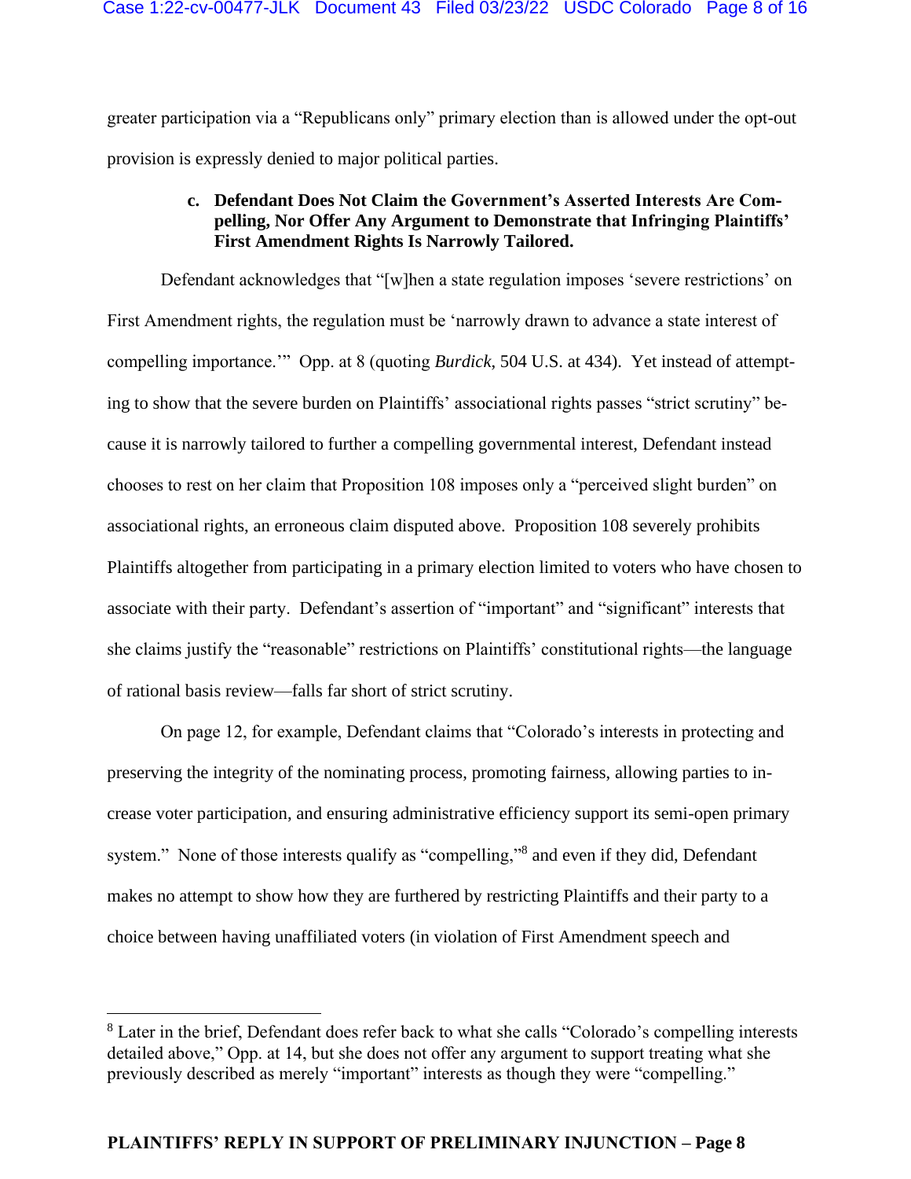greater participation via a "Republicans only" primary election than is allowed under the opt-out provision is expressly denied to major political parties.

**c. Defendant Does Not Claim the Government's Asserted Interests Are Compelling, Nor Offer Any Argument to Demonstrate that Infringing Plaintiffs' First Amendment Rights Is Narrowly Tailored.**

Defendant acknowledges that "[w]hen a state regulation imposes 'severe restrictions' on First Amendment rights, the regulation must be 'narrowly drawn to advance a state interest of compelling importance.'" Opp. at 8 (quoting *Burdick*, 504 U.S. at 434). Yet instead of attempting to show that the severe burden on Plaintiffs' associational rights passes "strict scrutiny" because it is narrowly tailored to further a compelling governmental interest, Defendant instead chooses to rest on her claim that Proposition 108 imposes only a "perceived slight burden" on associational rights, an erroneous claim disputed above. Proposition 108 severely prohibits Plaintiffs altogether from participating in a primary election limited to voters who have chosen to associate with their party. Defendant's assertion of "important" and "significant" interests that she claims justify the "reasonable" restrictions on Plaintiffs' constitutional rights—the language of rational basis review—falls far short of strict scrutiny.

On page 12, for example, Defendant claims that "Colorado's interests in protecting and preserving the integrity of the nominating process, promoting fairness, allowing parties to increase voter participation, and ensuring administrative efficiency support its semi-open primary system." None of those interests qualify as "compelling,"[8] and even if they did, Defendant makes no attempt to show how they are furthered by restricting Plaintiffs and their party to a choice between having unaffiliated voters (in violation of First Amendment speech and

[8] Later in the brief, Defendant does refer back to what she calls "Colorado's compelling interests detailed above," Opp. at 14, but she does not offer any argument to support treating what she previously described as merely "important" interests as though they were "compelling."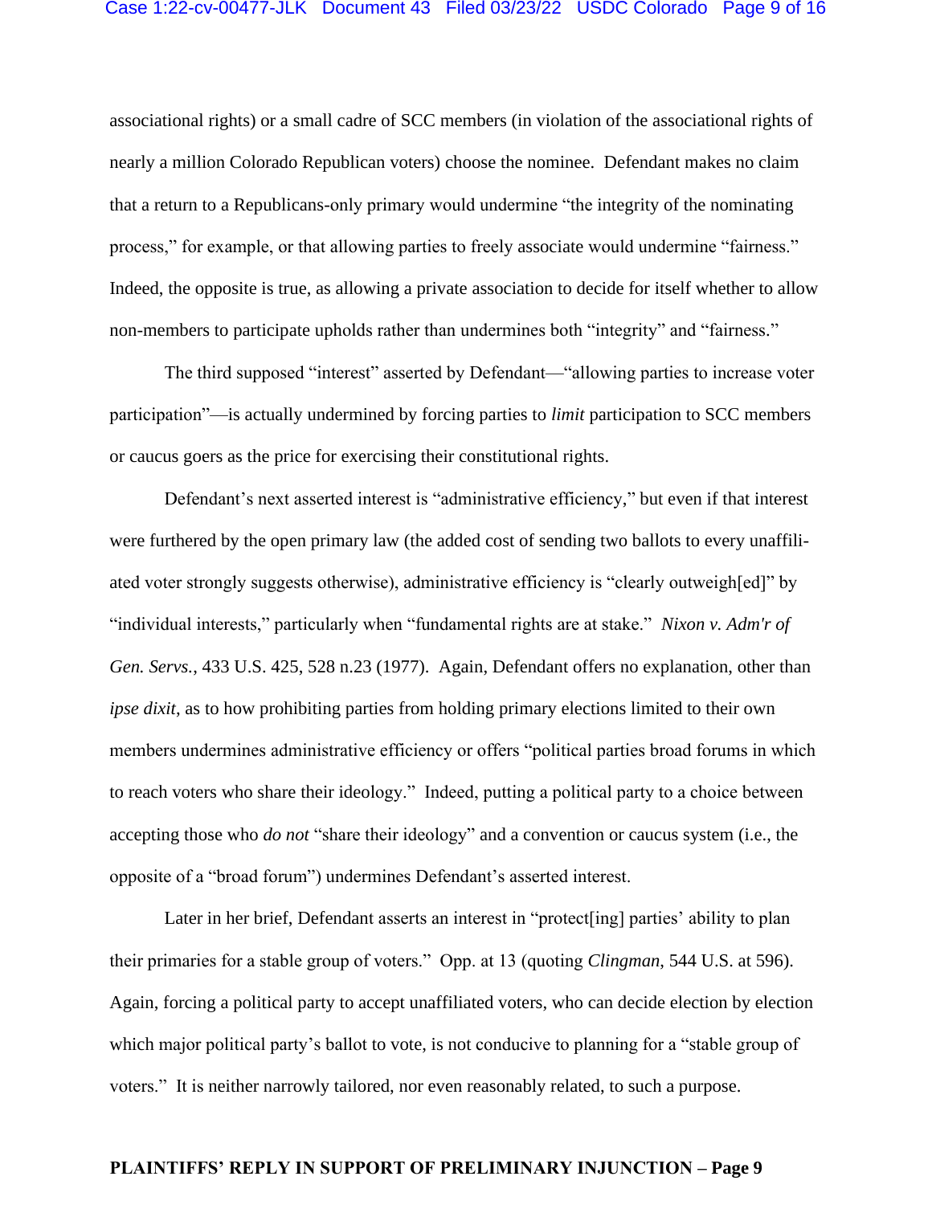associational rights) or a small cadre of SCC members (in violation of the associational rights of nearly a million Colorado Republican voters) choose the nominee. Defendant makes no claim that a return to a Republicans-only primary would undermine "the integrity of the nominating process," for example, or that allowing parties to freely associate would undermine "fairness." Indeed, the opposite is true, as allowing a private association to decide for itself whether to allow non-members to participate upholds rather than undermines both "integrity" and "fairness."

The third supposed "interest" asserted by Defendant—"allowing parties to increase voter participation"—is actually undermined by forcing parties to *limit* participation to SCC members or caucus goers as the price for exercising their constitutional rights.

Defendant's next asserted interest is "administrative efficiency," but even if that interest were furthered by the open primary law (the added cost of sending two ballots to every unaffiliated voter strongly suggests otherwise), administrative efficiency is "clearly outweigh[ed]" by "individual interests," particularly when "fundamental rights are at stake." *Nixon v. Adm'r of Gen. Servs.*, 433 U.S. 425, 528 n.23 (1977). Again, Defendant offers no explanation, other than *ipse dixit*, as to how prohibiting parties from holding primary elections limited to their own members undermines administrative efficiency or offers "political parties broad forums in which to reach voters who share their ideology." Indeed, putting a political party to a choice between accepting those who *do not* "share their ideology" and a convention or caucus system (i.e., the opposite of a "broad forum") undermines Defendant's asserted interest.

Later in her brief, Defendant asserts an interest in "protect[ing] parties' ability to plan their primaries for a stable group of voters." Opp. at 13 (quoting *Clingman*, 544 U.S. at 596). Again, forcing a political party to accept unaffiliated voters, who can decide election by election which major political party's ballot to vote, is not conducive to planning for a "stable group of voters." It is neither narrowly tailored, nor even reasonably related, to such a purpose.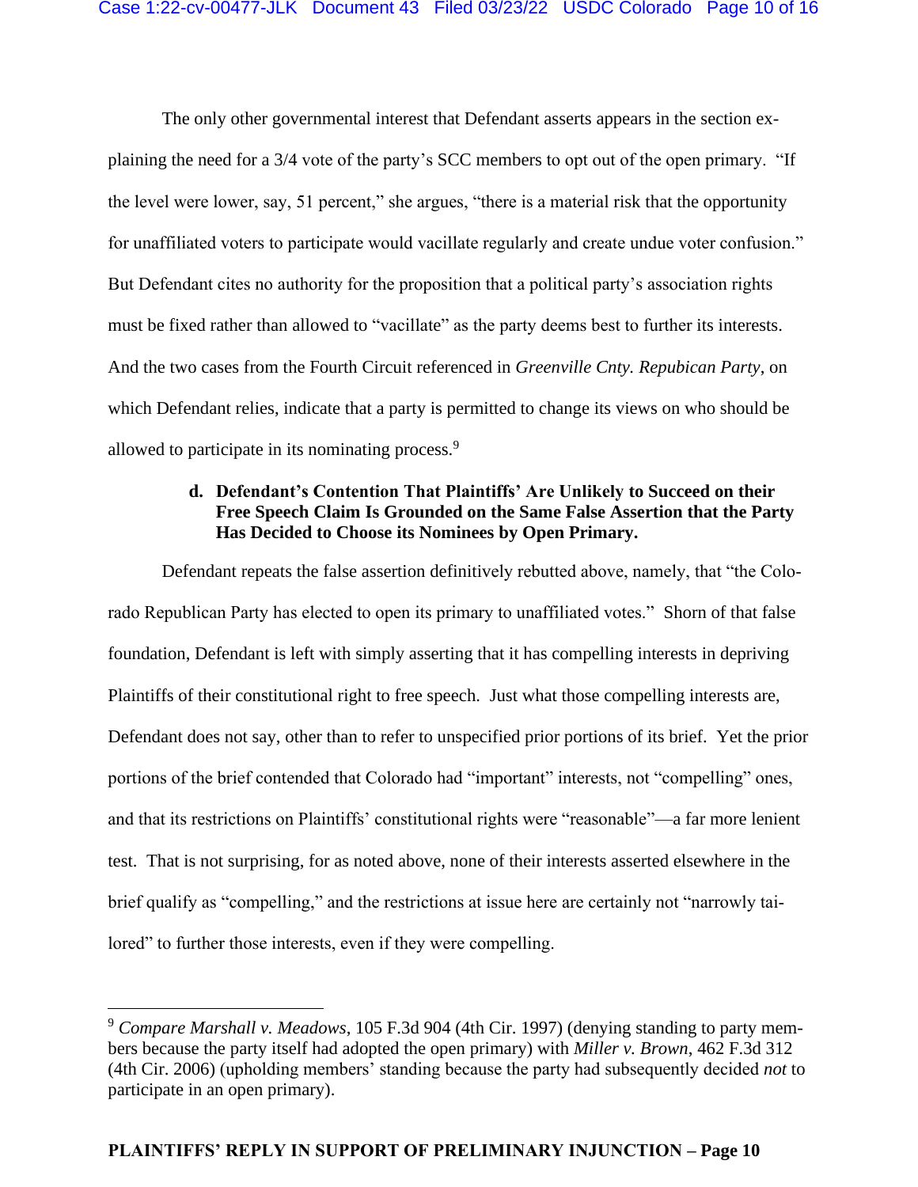The only other governmental interest that Defendant asserts appears in the section explaining the need for a 3/4 vote of the party's SCC members to opt out of the open primary. "If the level were lower, say, 51 percent," she argues, "there is a material risk that the opportunity for unaffiliated voters to participate would vacillate regularly and create undue voter confusion." But Defendant cites no authority for the proposition that a political party's association rights must be fixed rather than allowed to "vacillate" as the party deems best to further its interests. And the two cases from the Fourth Circuit referenced in *Greenville Cnty. Repubican Party*, on which Defendant relies, indicate that a party is permitted to change its views on who should be allowed to participate in its nominating process.[9]

**d. Defendant's Contention That Plaintiffs' Are Unlikely to Succeed on their Free Speech Claim Is Grounded on the Same False Assertion that the Party Has Decided to Choose its Nominees by Open Primary.**

Defendant repeats the false assertion definitively rebutted above, namely, that "the Colorado Republican Party has elected to open its primary to unaffiliated votes." Shorn of that false foundation, Defendant is left with simply asserting that it has compelling interests in depriving Plaintiffs of their constitutional right to free speech. Just what those compelling interests are, Defendant does not say, other than to refer to unspecified prior portions of its brief. Yet the prior portions of the brief contended that Colorado had "important" interests, not "compelling" ones, and that its restrictions on Plaintiffs' constitutional rights were "reasonable"—a far more lenient test. That is not surprising, for as noted above, none of their interests asserted elsewhere in the brief qualify as "compelling," and the restrictions at issue here are certainly not "narrowly tailored" to further those interests, even if they were compelling.

---

[9] *Compare Marshall v. Meadows*, 105 F.3d 904 (4th Cir. 1997) (denying standing to party members because the party itself had adopted the open primary) with *Miller v. Brown*, 462 F.3d 312 (4th Cir. 2006) (upholding members' standing because the party had subsequently decided *not* to participate in an open primary).

**PLAINTIFFS' REPLY IN SUPPORT OF PRELIMINARY INJUNCTION – Page 10**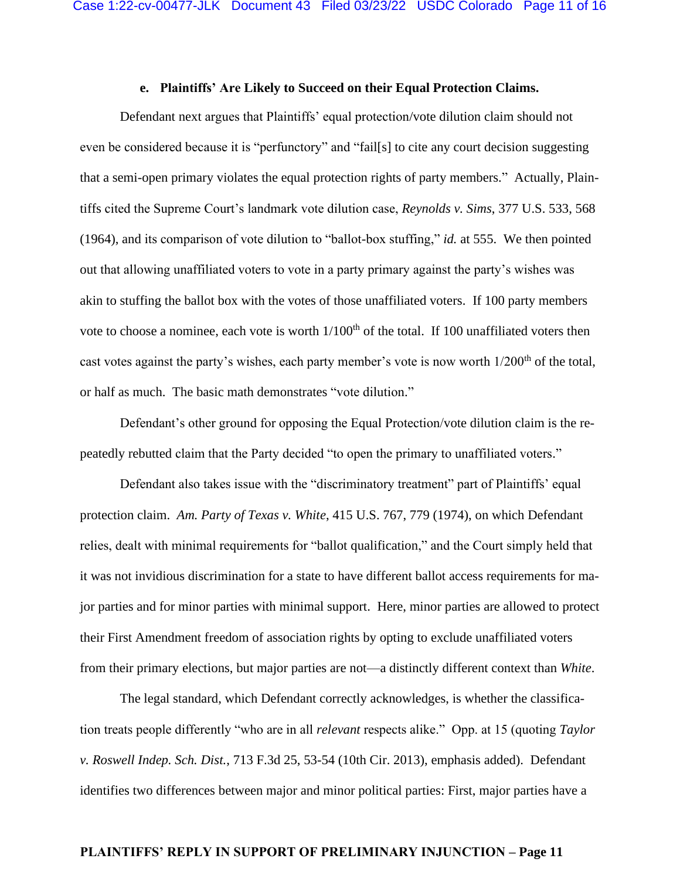**e. Plaintiffs' Are Likely to Succeed on their Equal Protection Claims.**

Defendant next argues that Plaintiffs' equal protection/vote dilution claim should not even be considered because it is "perfunctory" and "fail[s] to cite any court decision suggesting that a semi-open primary violates the equal protection rights of party members." Actually, Plaintiffs cited the Supreme Court's landmark vote dilution case, *Reynolds v. Sims*, 377 U.S. 533, 568 (1964), and its comparison of vote dilution to "ballot-box stuffing," *id.* at 555. We then pointed out that allowing unaffiliated voters to vote in a party primary against the party's wishes was akin to stuffing the ballot box with the votes of those unaffiliated voters. If 100 party members vote to choose a nominee, each vote is worth 1/100th of the total. If 100 unaffiliated voters then cast votes against the party's wishes, each party member's vote is now worth 1/200th of the total, or half as much. The basic math demonstrates "vote dilution."

Defendant's other ground for opposing the Equal Protection/vote dilution claim is the repeatedly rebutted claim that the Party decided "to open the primary to unaffiliated voters."

Defendant also takes issue with the "discriminatory treatment" part of Plaintiffs' equal protection claim. *Am. Party of Texas v. White*, 415 U.S. 767, 779 (1974), on which Defendant relies, dealt with minimal requirements for "ballot qualification," and the Court simply held that it was not invidious discrimination for a state to have different ballot access requirements for major parties and for minor parties with minimal support. Here, minor parties are allowed to protect their First Amendment freedom of association rights by opting to exclude unaffiliated voters from their primary elections, but major parties are not—a distinctly different context than *White*.

The legal standard, which Defendant correctly acknowledges, is whether the classification treats people differently "who are in all *relevant* respects alike." Opp. at 15 (quoting *Taylor v. Roswell Indep. Sch. Dist.*, 713 F.3d 25, 53-54 (10th Cir. 2013), emphasis added). Defendant identifies two differences between major and minor political parties: First, major parties have a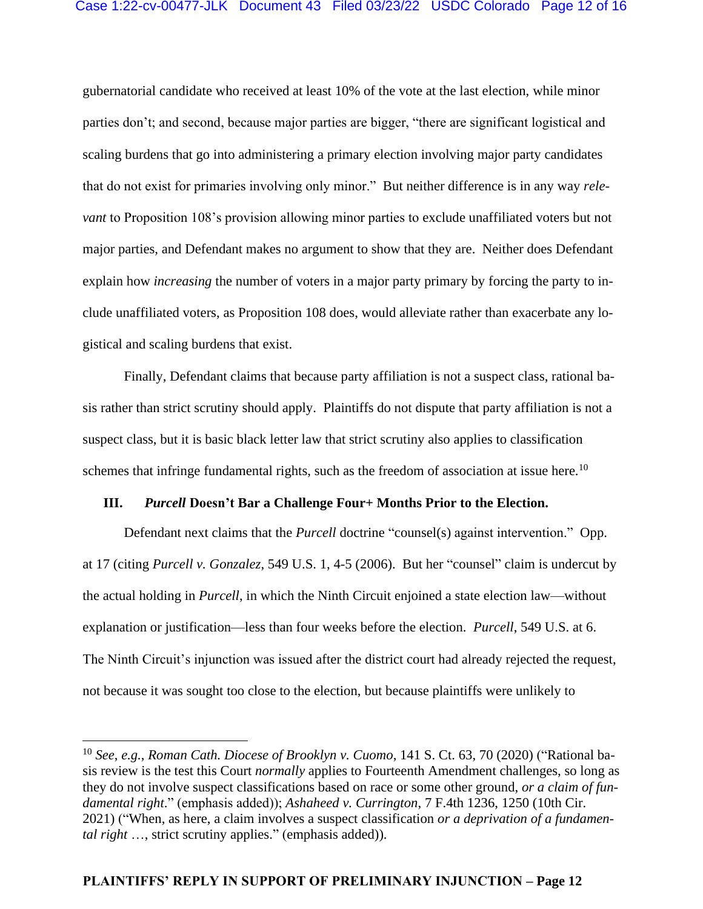gubernatorial candidate who received at least 10% of the vote at the last election, while minor parties don't; and second, because major parties are bigger, "there are significant logistical and scaling burdens that go into administering a primary election involving major party candidates that do not exist for primaries involving only minor." But neither difference is in any way *relevant* to Proposition 108's provision allowing minor parties to exclude unaffiliated voters but not major parties, and Defendant makes no argument to show that they are. Neither does Defendant explain how *increasing* the number of voters in a major party primary by forcing the party to include unaffiliated voters, as Proposition 108 does, would alleviate rather than exacerbate any logistical and scaling burdens that exist.

Finally, Defendant claims that because party affiliation is not a suspect class, rational basis rather than strict scrutiny should apply. Plaintiffs do not dispute that party affiliation is not a suspect class, but it is basic black letter law that strict scrutiny also applies to classification schemes that infringe fundamental rights, such as the freedom of association at issue here.[10]

### III. *Purcell* Doesn't Bar a Challenge Four+ Months Prior to the Election.

Defendant next claims that the *Purcell* doctrine "counsel(s) against intervention." Opp. at 17 (citing *Purcell v. Gonzalez*, 549 U.S. 1, 4-5 (2006). But her "counsel" claim is undercut by the actual holding in *Purcell*, in which the Ninth Circuit enjoined a state election law—without explanation or justification—less than four weeks before the election. *Purcell*, 549 U.S. at 6. The Ninth Circuit's injunction was issued after the district court had already rejected the request, not because it was sought too close to the election, but because plaintiffs were unlikely to

---

[10] *See, e.g.*, *Roman Cath. Diocese of Brooklyn v. Cuomo*, 141 S. Ct. 63, 70 (2020) ("Rational basis review is the test this Court *normally* applies to Fourteenth Amendment challenges, so long as they do not involve suspect classifications based on race or some other ground, *or a claim of fundamental right*." (emphasis added)); *Ashaheed v. Currington*, 7 F.4th 1236, 1250 (10th Cir. 2021) ("When, as here, a claim involves a suspect classification *or a deprivation of a fundamental right* …, strict scrutiny applies." (emphasis added)).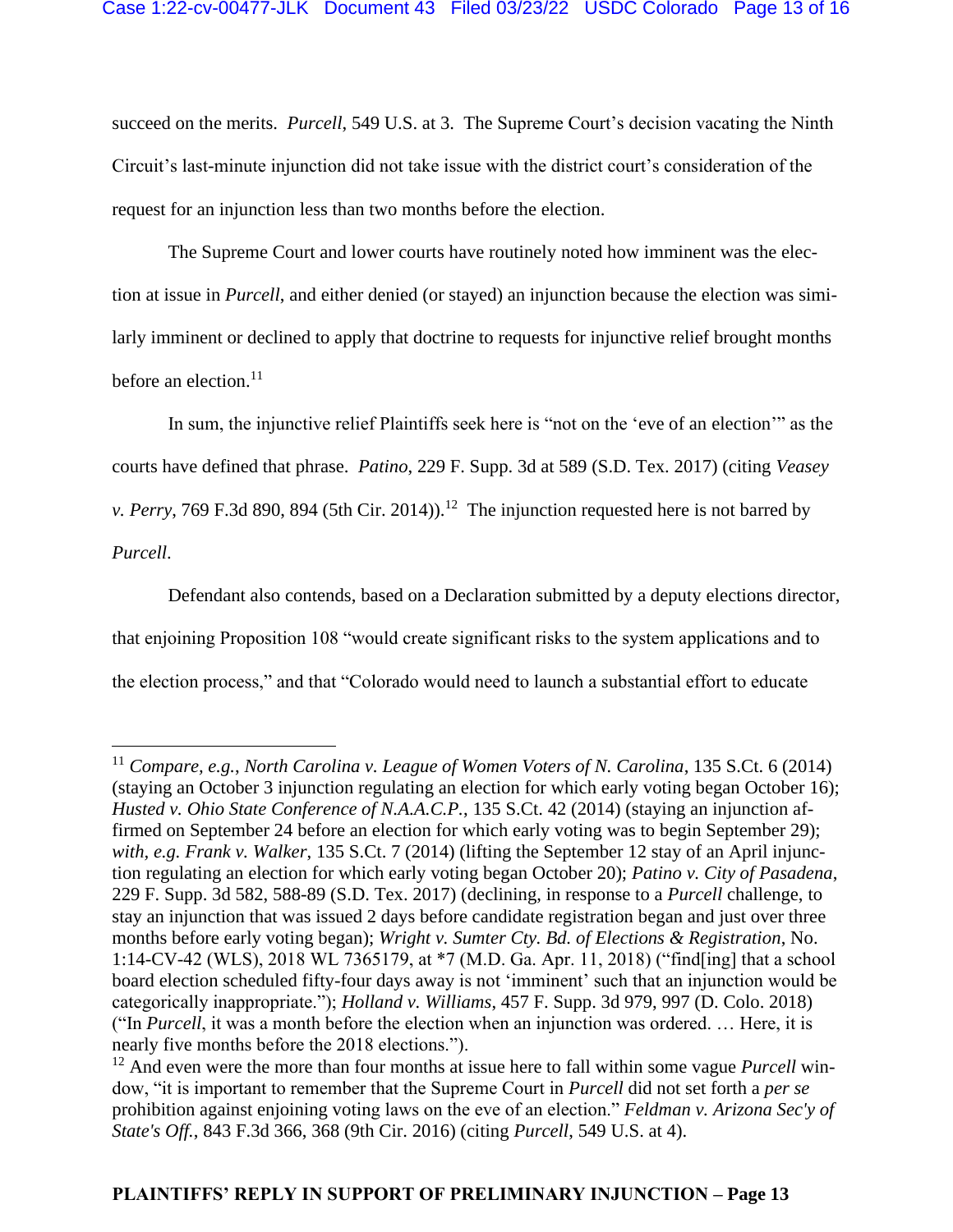succeed on the merits. *Purcell*, 549 U.S. at 3. The Supreme Court's decision vacating the Ninth Circuit's last-minute injunction did not take issue with the district court's consideration of the request for an injunction less than two months before the election.

The Supreme Court and lower courts have routinely noted how imminent was the election at issue in *Purcell*, and either denied (or stayed) an injunction because the election was similarly imminent or declined to apply that doctrine to requests for injunctive relief brought months before an election.[11]

In sum, the injunctive relief Plaintiffs seek here is "not on the 'eve of an election'" as the courts have defined that phrase. *Patino*, 229 F. Supp. 3d at 589 (S.D. Tex. 2017) (citing *Veasey v. Perry*, 769 F.3d 890, 894 (5th Cir. 2014)).[12] The injunction requested here is not barred by *Purcell*.

Defendant also contends, based on a Declaration submitted by a deputy elections director, that enjoining Proposition 108 "would create significant risks to the system applications and to the election process," and that "Colorado would need to launch a substantial effort to educate

---

[11] *Compare, e.g.*, *North Carolina v. League of Women Voters of N. Carolina*, 135 S.Ct. 6 (2014) (staying an October 3 injunction regulating an election for which early voting began October 16); *Husted v. Ohio State Conference of N.A.A.C.P.*, 135 S.Ct. 42 (2014) (staying an injunction affirmed on September 24 before an election for which early voting was to begin September 29); *with*, *e.g. Frank v. Walker*, 135 S.Ct. 7 (2014) (lifting the September 12 stay of an April injunction regulating an election for which early voting began October 20); *Patino v. City of Pasadena*, 229 F. Supp. 3d 582, 588-89 (S.D. Tex. 2017) (declining, in response to a *Purcell* challenge, to stay an injunction that was issued 2 days before candidate registration began and just over three months before early voting began); *Wright v. Sumter Cty. Bd. of Elections & Registration*, No. 1:14-CV-42 (WLS), 2018 WL 7365179, at *7 (M.D. Ga. Apr. 11, 2018) ("find[ing] that a school board election scheduled fifty-four days away is not 'imminent' such that an injunction would be categorically inappropriate."); *Holland v. Williams*, 457 F. Supp. 3d 979, 997 (D. Colo. 2018) ("In *Purcell*, it was a month before the election when an injunction was ordered. … Here, it is nearly five months before the 2018 elections.").

[12] And even were the more than four months at issue here to fall within some vague *Purcell* window, "it is important to remember that the Supreme Court in *Purcell* did not set forth a *per se* prohibition against enjoining voting laws on the eve of an election." *Feldman v. Arizona Sec'y of State's Off.*, 843 F.3d 366, 368 (9th Cir. 2016) (citing *Purcell*, 549 U.S. at 4).

**PLAINTIFFS' REPLY IN SUPPORT OF PRELIMINARY INJUNCTION – Page 13**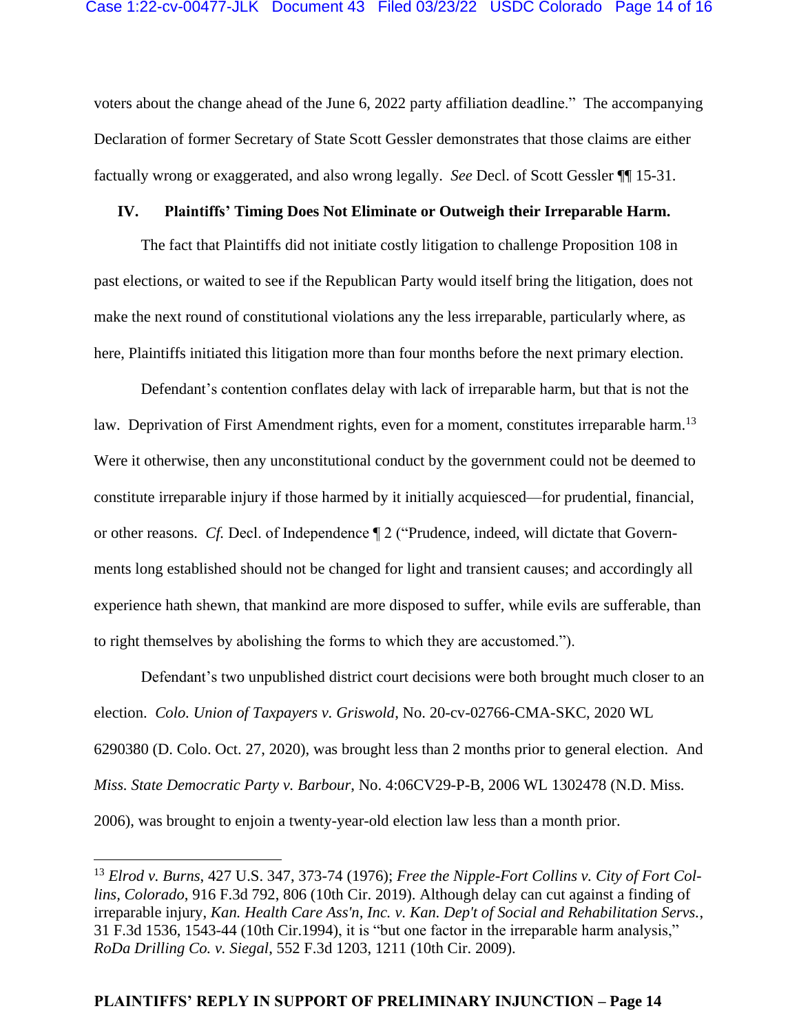voters about the change ahead of the June 6, 2022 party affiliation deadline." The accompanying Declaration of former Secretary of State Scott Gessler demonstrates that those claims are either factually wrong or exaggerated, and also wrong legally. *See* Decl. of Scott Gessler ¶¶ 15-31.

## IV. Plaintiffs' Timing Does Not Eliminate or Outweigh their Irreparable Harm.

The fact that Plaintiffs did not initiate costly litigation to challenge Proposition 108 in past elections, or waited to see if the Republican Party would itself bring the litigation, does not make the next round of constitutional violations any the less irreparable, particularly where, as here, Plaintiffs initiated this litigation more than four months before the next primary election.

Defendant's contention conflates delay with lack of irreparable harm, but that is not the law. Deprivation of First Amendment rights, even for a moment, constitutes irreparable harm.[13] Were it otherwise, then any unconstitutional conduct by the government could not be deemed to constitute irreparable injury if those harmed by it initially acquiesced—for prudential, financial, or other reasons. *Cf.* Decl. of Independence ¶ 2 ("Prudence, indeed, will dictate that Governments long established should not be changed for light and transient causes; and accordingly all experience hath shewn, that mankind are more disposed to suffer, while evils are sufferable, than to right themselves by abolishing the forms to which they are accustomed.").

Defendant's two unpublished district court decisions were both brought much closer to an election. *Colo. Union of Taxpayers v. Griswold*, No. 20-cv-02766-CMA-SKC, 2020 WL 6290380 (D. Colo. Oct. 27, 2020), was brought less than 2 months prior to general election. And *Miss. State Democratic Party v. Barbour*, No. 4:06CV29-P-B, 2006 WL 1302478 (N.D. Miss. 2006), was brought to enjoin a twenty-year-old election law less than a month prior.

---

[13] *Elrod v. Burns*, 427 U.S. 347, 373-74 (1976); *Free the Nipple-Fort Collins v. City of Fort Collins, Colorado*, 916 F.3d 792, 806 (10th Cir. 2019). Although delay can cut against a finding of irreparable injury, *Kan. Health Care Ass'n, Inc. v. Kan. Dep't of Social and Rehabilitation Servs.*, 31 F.3d 1536, 1543-44 (10th Cir.1994), it is "but one factor in the irreparable harm analysis," *RoDa Drilling Co. v. Siegal*, 552 F.3d 1203, 1211 (10th Cir. 2009).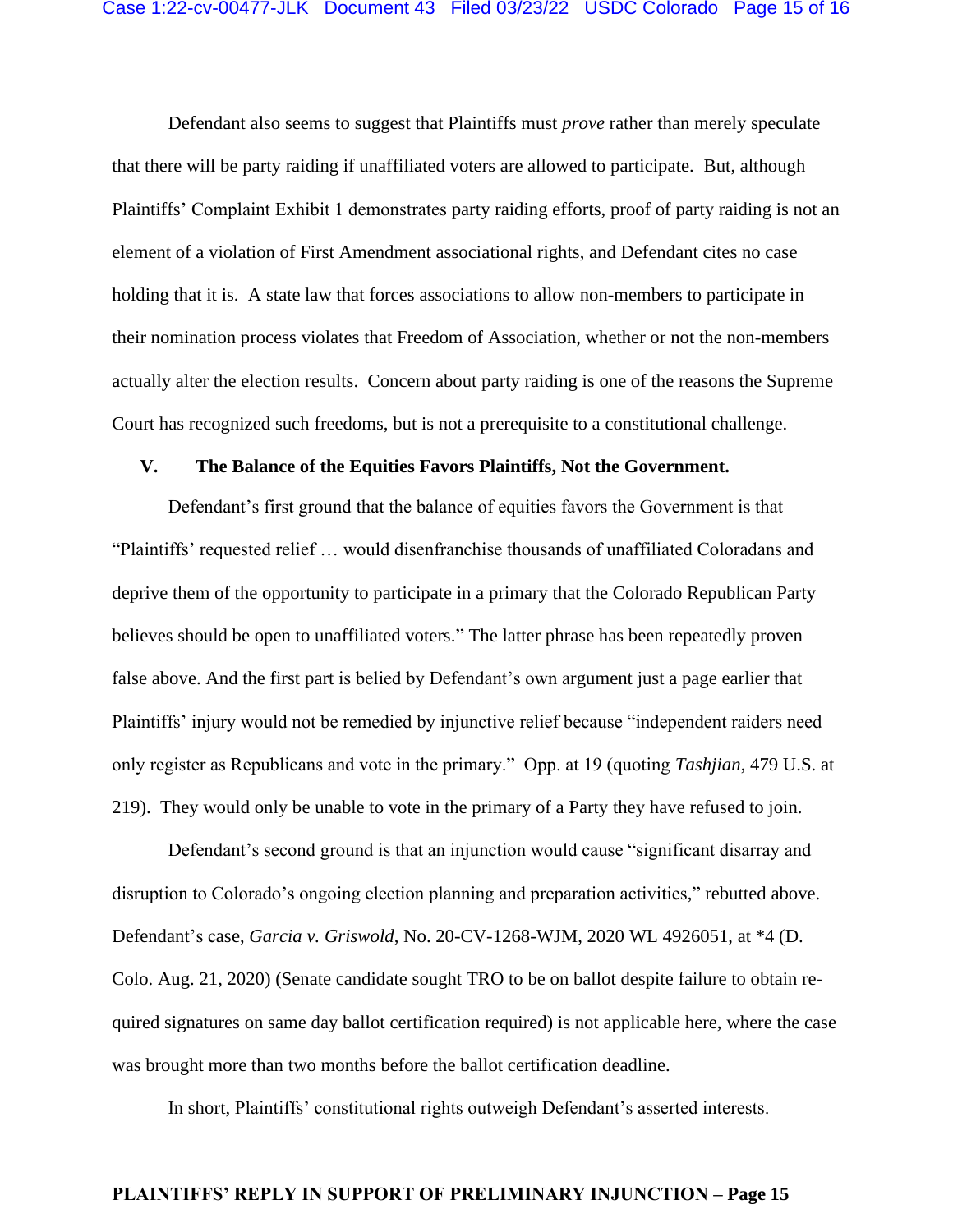Defendant also seems to suggest that Plaintiffs must *prove* rather than merely speculate that there will be party raiding if unaffiliated voters are allowed to participate. But, although Plaintiffs' Complaint Exhibit 1 demonstrates party raiding efforts, proof of party raiding is not an element of a violation of First Amendment associational rights, and Defendant cites no case holding that it is. A state law that forces associations to allow non-members to participate in their nomination process violates that Freedom of Association, whether or not the non-members actually alter the election results. Concern about party raiding is one of the reasons the Supreme Court has recognized such freedoms, but is not a prerequisite to a constitutional challenge.

## V. The Balance of the Equities Favors Plaintiffs, Not the Government.

Defendant's first ground that the balance of equities favors the Government is that "Plaintiffs' requested relief … would disenfranchise thousands of unaffiliated Coloradans and deprive them of the opportunity to participate in a primary that the Colorado Republican Party believes should be open to unaffiliated voters." The latter phrase has been repeatedly proven false above. And the first part is belied by Defendant's own argument just a page earlier that Plaintiffs' injury would not be remedied by injunctive relief because "independent raiders need only register as Republicans and vote in the primary." Opp. at 19 (quoting *Tashjian*, 479 U.S. at 219). They would only be unable to vote in the primary of a Party they have refused to join.

Defendant's second ground is that an injunction would cause "significant disarray and disruption to Colorado's ongoing election planning and preparation activities," rebutted above. Defendant's case, *Garcia v. Griswold*, No. 20-CV-1268-WJM, 2020 WL 4926051, at *4 (D. Colo. Aug. 21, 2020) (Senate candidate sought TRO to be on ballot despite failure to obtain required signatures on same day ballot certification required) is not applicable here, where the case was brought more than two months before the ballot certification deadline.

In short, Plaintiffs' constitutional rights outweigh Defendant's asserted interests.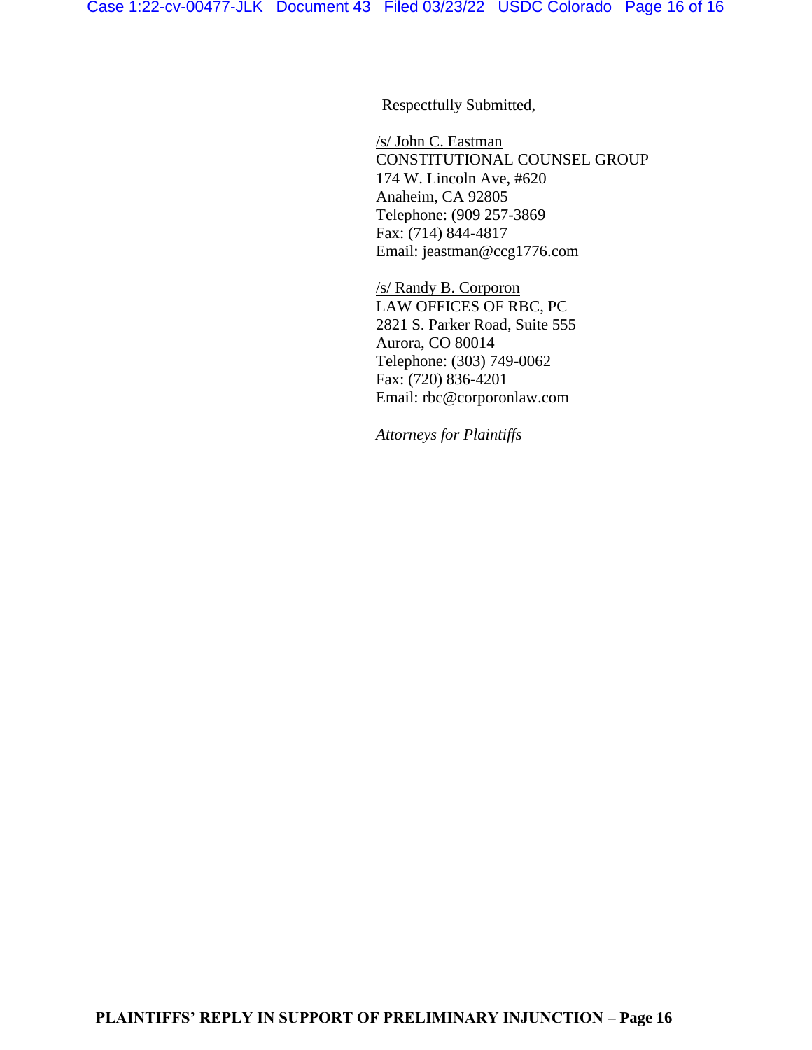Respectfully Submitted,

/s/ John C. Eastman
CONSTITUTIONAL COUNSEL GROUP
174 W. Lincoln Ave, #620
Anaheim, CA 92805
Telephone: (909 257-3869
Fax: (714) 844-4817
Email: jeastman@ccg1776.com

/s/ Randy B. Corporon
LAW OFFICES OF RBC, PC
2821 S. Parker Road, Suite 555
Aurora, CO 80014
Telephone: (303) 749-0062
Fax: (720) 836-4201
Email: rbc@corporonlaw.com

*Attorneys for Plaintiffs*